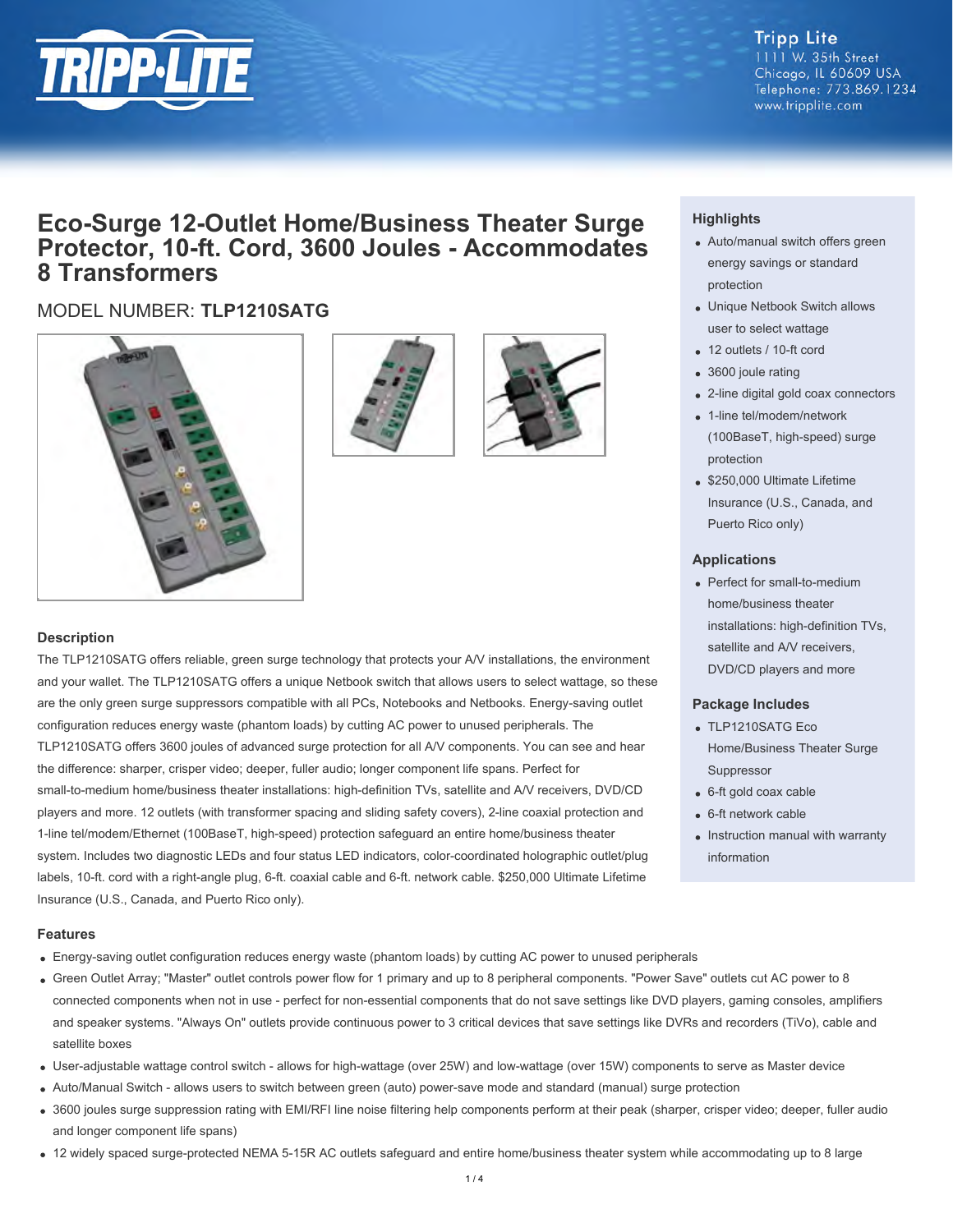Tripp Lite
1111 W. 35th Street
Chicago, IL 60609 USA
Telephone: 773.869.1234
www.tripplite.com

# Eco-Surge 12-Outlet Home/Business Theater Surge Protector, 10-ft. Cord, 3600 Joules - Accommodates 8 Transformers

## MODEL NUMBER: **TLP1210SATG**

### Highlights

- Auto/manual switch offers green energy savings or standard protection
- Unique Netbook Switch allows user to select wattage
- 12 outlets / 10-ft cord
- 3600 joule rating
- 2-line digital gold coax connectors
- 1-line tel/modem/network (100BaseT, high-speed) surge protection
- $250,000 Ultimate Lifetime Insurance (U.S., Canada, and Puerto Rico only)

### Applications

- Perfect for small-to-medium home/business theater installations: high-definition TVs, satellite and A/V receivers, DVD/CD players and more

### Package Includes

- TLP1210SATG Eco Home/Business Theater Surge Suppressor
- 6-ft gold coax cable
- 6-ft network cable
- Instruction manual with warranty information

### Description

The TLP1210SATG offers reliable, green surge technology that protects your A/V installations, the environment and your wallet. The TLP1210SATG offers a unique Netbook switch that allows users to select wattage, so these are the only green surge suppressors compatible with all PCs, Notebooks and Netbooks. Energy-saving outlet configuration reduces energy waste (phantom loads) by cutting AC power to unused peripherals. The TLP1210SATG offers 3600 joules of advanced surge protection for all A/V components. You can see and hear the difference: sharper, crisper video; deeper, fuller audio; longer component life spans. Perfect for small-to-medium home/business theater installations: high-definition TVs, satellite and A/V receivers, DVD/CD players and more. 12 outlets (with transformer spacing and sliding safety covers), 2-line coaxial protection and 1-line tel/modem/Ethernet (100BaseT, high-speed) protection safeguard an entire home/business theater system. Includes two diagnostic LEDs and four status LED indicators, color-coordinated holographic outlet/plug labels, 10-ft. cord with a right-angle plug, 6-ft. coaxial cable and 6-ft. network cable. $250,000 Ultimate Lifetime Insurance (U.S., Canada, and Puerto Rico only).

### Features

- Energy-saving outlet configuration reduces energy waste (phantom loads) by cutting AC power to unused peripherals
- Green Outlet Array; "Master" outlet controls power flow for 1 primary and up to 8 peripheral components. "Power Save" outlets cut AC power to 8 connected components when not in use - perfect for non-essential components that do not save settings like DVD players, gaming consoles, amplifiers and speaker systems. "Always On" outlets provide continuous power to 3 critical devices that save settings like DVRs and recorders (TiVo), cable and satellite boxes
- User-adjustable wattage control switch - allows for high-wattage (over 25W) and low-wattage (over 15W) components to serve as Master device
- Auto/Manual Switch - allows users to switch between green (auto) power-save mode and standard (manual) surge protection
- 3600 joules surge suppression rating with EMI/RFI line noise filtering help components perform at their peak (sharper, crisper video; deeper, fuller audio and longer component life spans)
- 12 widely spaced surge-protected NEMA 5-15R AC outlets safeguard and entire home/business theater system while accommodating up to 8 large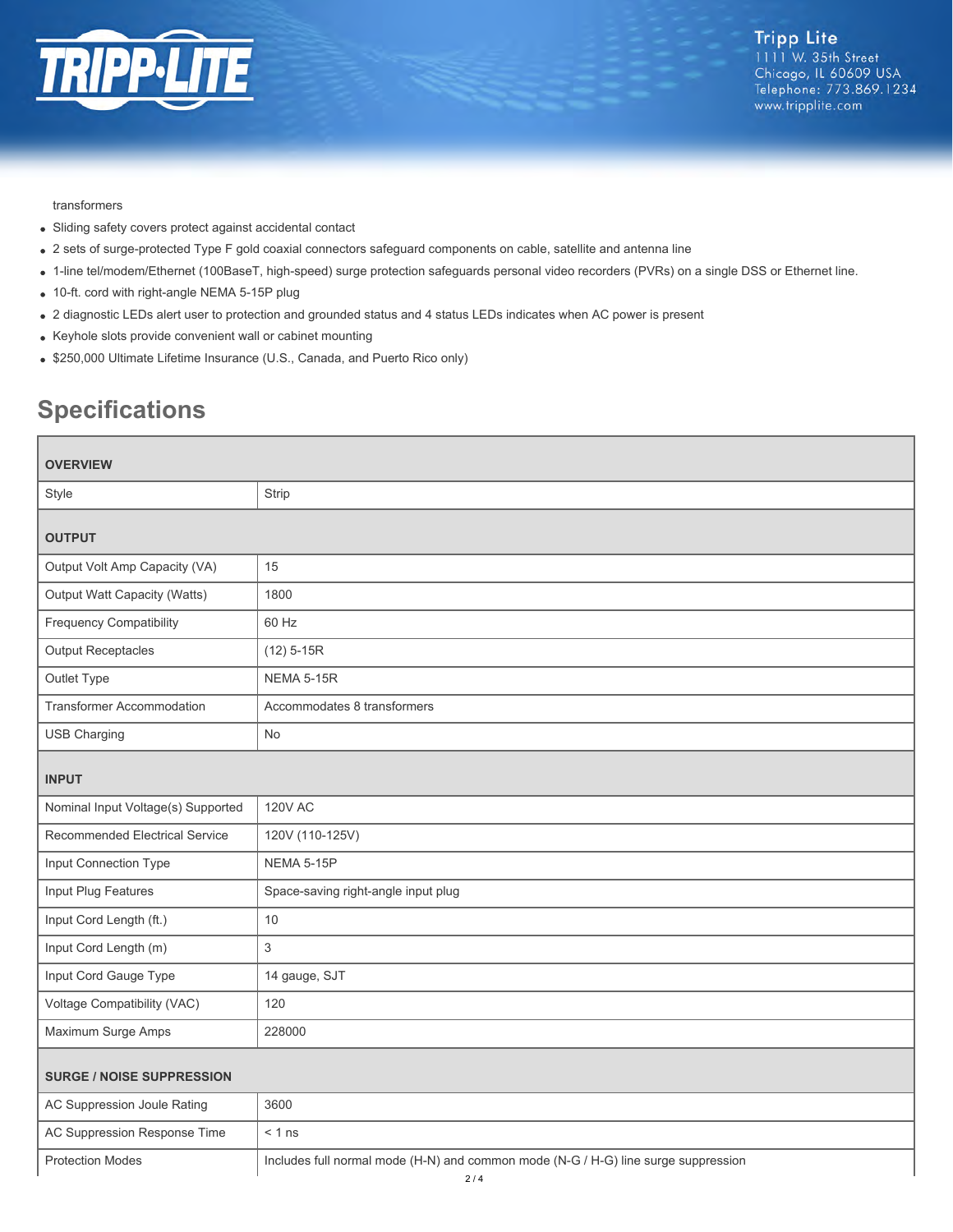transformers

- Sliding safety covers protect against accidental contact
- 2 sets of surge-protected Type F gold coaxial connectors safeguard components on cable, satellite and antenna line
- 1-line tel/modem/Ethernet (100BaseT, high-speed) surge protection safeguards personal video recorders (PVRs) on a single DSS or Ethernet line.
- 10-ft. cord with right-angle NEMA 5-15P plug
- 2 diagnostic LEDs alert user to protection and grounded status and 4 status LEDs indicates when AC power is present
- Keyhole slots provide convenient wall or cabinet mounting
- $250,000 Ultimate Lifetime Insurance (U.S., Canada, and Puerto Rico only)

## Specifications

| **OVERVIEW** | |
|---|---|
| Style | Strip |
| **OUTPUT** | |
| Output Volt Amp Capacity (VA) | 15 |
| Output Watt Capacity (Watts) | 1800 |
| Frequency Compatibility | 60 Hz |
| Output Receptacles | (12) 5-15R |
| Outlet Type | NEMA 5-15R |
| Transformer Accommodation | Accommodates 8 transformers |
| USB Charging | No |
| **INPUT** | |
| Nominal Input Voltage(s) Supported | 120V AC |
| Recommended Electrical Service | 120V (110-125V) |
| Input Connection Type | NEMA 5-15P |
| Input Plug Features | Space-saving right-angle input plug |
| Input Cord Length (ft.) | 10 |
| Input Cord Length (m) | 3 |
| Input Cord Gauge Type | 14 gauge, SJT |
| Voltage Compatibility (VAC) | 120 |
| Maximum Surge Amps | 228000 |
| **SURGE / NOISE SUPPRESSION** | |
| AC Suppression Joule Rating | 3600 |
| AC Suppression Response Time | < 1 ns |
| Protection Modes | Includes full normal mode (H-N) and common mode (N-G / H-G) line surge suppression |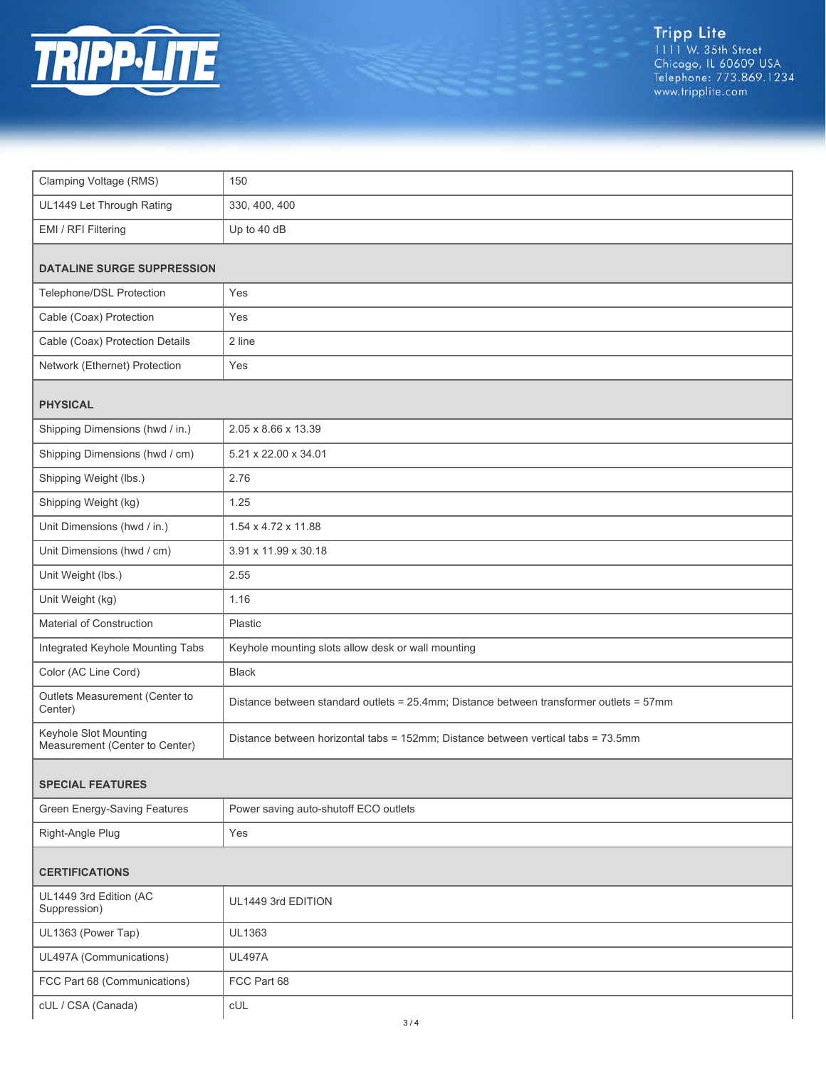| | |
|---|---|
| Clamping Voltage (RMS) | 150 |
| UL1449 Let Through Rating | 330, 400, 400 |
| EMI / RFI Filtering | Up to 40 dB |

## DATALINE SURGE SUPPRESSION

| | |
|---|---|
| Telephone/DSL Protection | Yes |
| Cable (Coax) Protection | Yes |
| Cable (Coax) Protection Details | 2 line |
| Network (Ethernet) Protection | Yes |

## PHYSICAL

| | |
|---|---|
| Shipping Dimensions (hwd / in.) | 2.05 x 8.66 x 13.39 |
| Shipping Dimensions (hwd / cm) | 5.21 x 22.00 x 34.01 |
| Shipping Weight (lbs.) | 2.76 |
| Shipping Weight (kg) | 1.25 |
| Unit Dimensions (hwd / in.) | 1.54 x 4.72 x 11.88 |
| Unit Dimensions (hwd / cm) | 3.91 x 11.99 x 30.18 |
| Unit Weight (lbs.) | 2.55 |
| Unit Weight (kg) | 1.16 |
| Material of Construction | Plastic |
| Integrated Keyhole Mounting Tabs | Keyhole mounting slots allow desk or wall mounting |
| Color (AC Line Cord) | Black |
| Outlets Measurement (Center to Center) | Distance between standard outlets = 25.4mm; Distance between transformer outlets = 57mm |
| Keyhole Slot Mounting Measurement (Center to Center) | Distance between horizontal tabs = 152mm; Distance between vertical tabs = 73.5mm |

## SPECIAL FEATURES

| | |
|---|---|
| Green Energy-Saving Features | Power saving auto-shutoff ECO outlets |
| Right-Angle Plug | Yes |

## CERTIFICATIONS

| | |
|---|---|
| UL1449 3rd Edition (AC Suppression) | UL1449 3rd EDITION |
| UL1363 (Power Tap) | UL1363 |
| UL497A (Communications) | UL497A |
| FCC Part 68 (Communications) | FCC Part 68 |
| cUL / CSA (Canada) | cUL |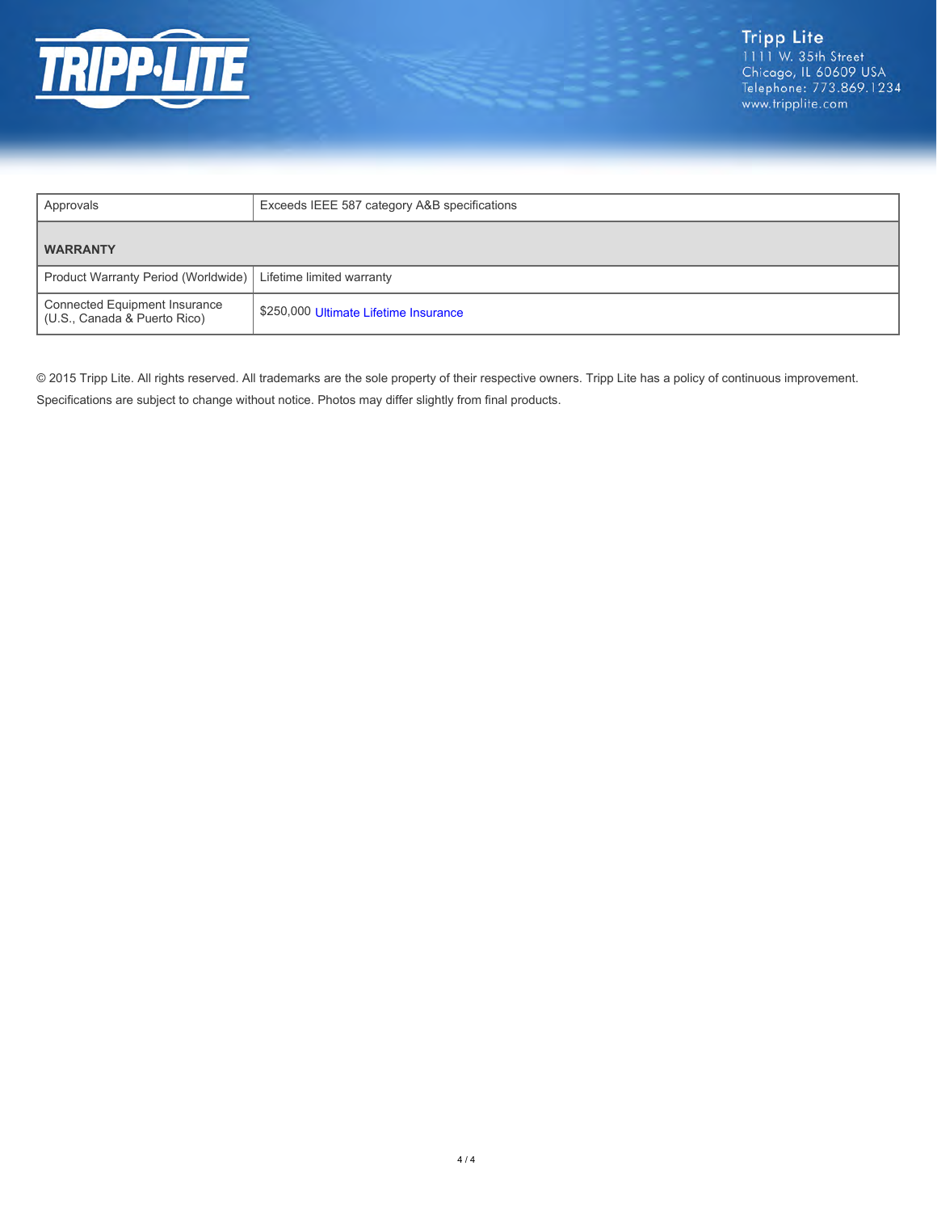| | |
|---|---|
| Approvals | Exceeds IEEE 587 category A&B specifications |
| **WARRANTY** | |
| Product Warranty Period (Worldwide) | Lifetime limited warranty |
| Connected Equipment Insurance (U.S., Canada & Puerto Rico) | $250,000 Ultimate Lifetime Insurance |

© 2015 Tripp Lite. All rights reserved. All trademarks are the sole property of their respective owners. Tripp Lite has a policy of continuous improvement. Specifications are subject to change without notice. Photos may differ slightly from final products.